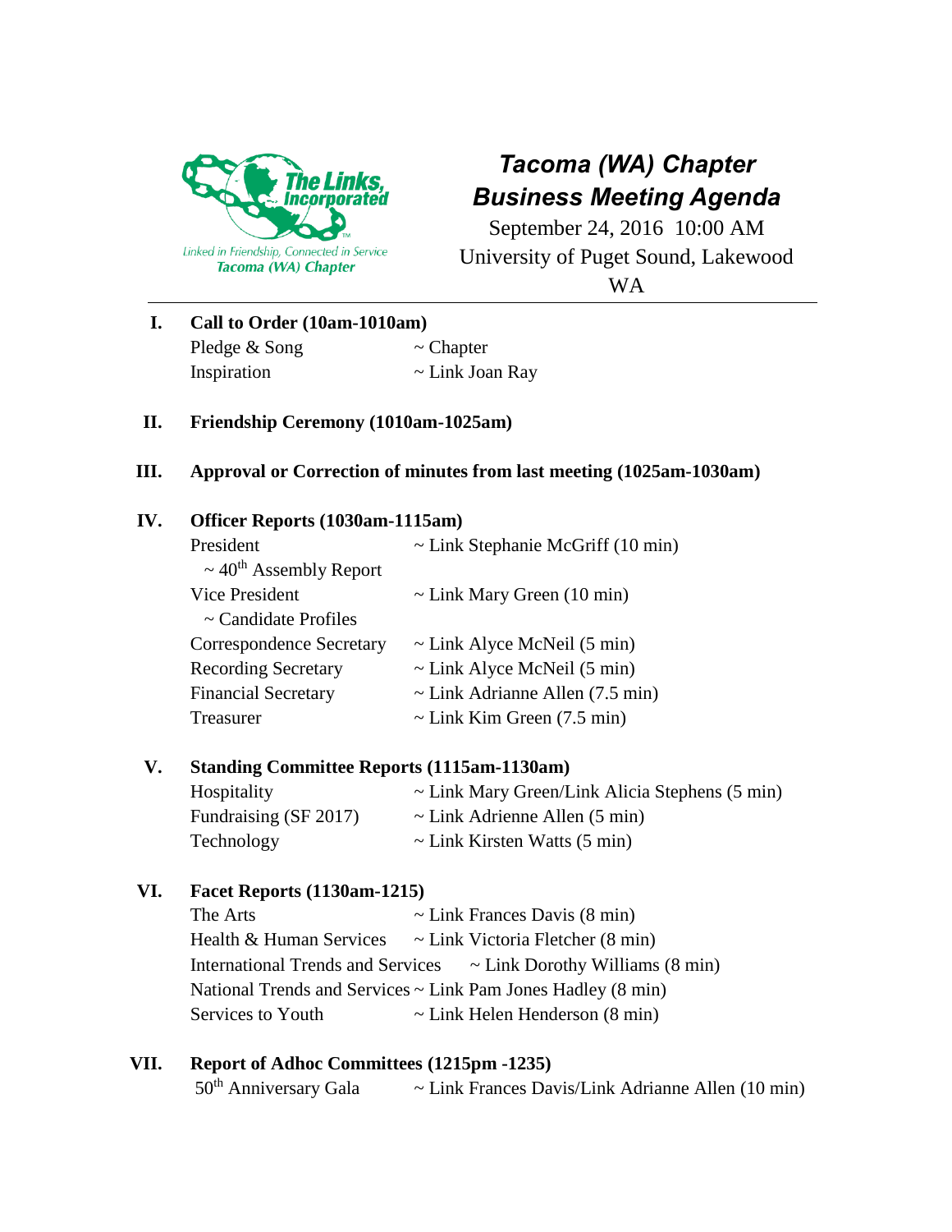The Links, Incorporated

Linked in Friendship, Connected in Service

Tacoma (WA) Chapter

# *Tacoma (WA) Chapter*
# *Business Meeting Agenda*

September 24, 2016 10:00 AM

University of Puget Sound, Lakewood WA

---

**I. Call to Order (10am-1010am)**

Pledge & Song ~ Chapter

Inspiration ~ Link Joan Ray

**II. Friendship Ceremony (1010am-1025am)**

**III. Approval or Correction of minutes from last meeting (1025am-1030am)**

**IV. Officer Reports (1030am-1115am)**

President ~ Link Stephanie McGriff (10 min)

~ 40th Assembly Report

Vice President ~ Link Mary Green (10 min)

~ Candidate Profiles

Correspondence Secretary ~ Link Alyce McNeil (5 min)

Recording Secretary ~ Link Alyce McNeil (5 min)

Financial Secretary ~ Link Adrianne Allen (7.5 min)

Treasurer ~ Link Kim Green (7.5 min)

**V. Standing Committee Reports (1115am-1130am)**

Hospitality ~ Link Mary Green/Link Alicia Stephens (5 min)

Fundraising (SF 2017) ~ Link Adrienne Allen (5 min)

Technology ~ Link Kirsten Watts (5 min)

**VI. Facet Reports (1130am-1215)**

The Arts ~ Link Frances Davis (8 min)

Health & Human Services ~ Link Victoria Fletcher (8 min)

International Trends and Services ~ Link Dorothy Williams (8 min)

National Trends and Services ~ Link Pam Jones Hadley (8 min)

Services to Youth ~ Link Helen Henderson (8 min)

**VII. Report of Adhoc Committees (1215pm -1235)**

50th Anniversary Gala ~ Link Frances Davis/Link Adrianne Allen (10 min)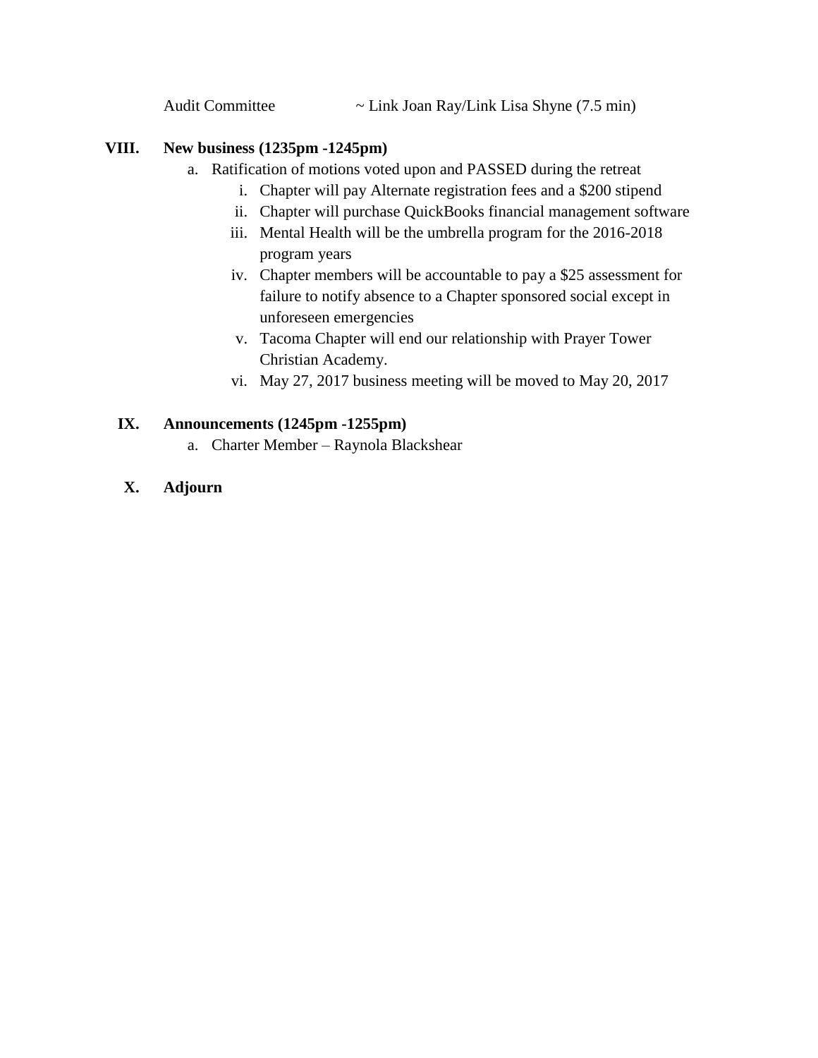Audit Committee ~ Link Joan Ray/Link Lisa Shyne (7.5 min)

**VIII. New business (1235pm -1245pm)**

a. Ratification of motions voted upon and PASSED during the retreat
   i. Chapter will pay Alternate registration fees and a $200 stipend
   ii. Chapter will purchase QuickBooks financial management software
   iii. Mental Health will be the umbrella program for the 2016-2018 program years
   iv. Chapter members will be accountable to pay a $25 assessment for failure to notify absence to a Chapter sponsored social except in unforeseen emergencies
   v. Tacoma Chapter will end our relationship with Prayer Tower Christian Academy.
   vi. May 27, 2017 business meeting will be moved to May 20, 2017

**IX. Announcements (1245pm -1255pm)**

a. Charter Member – Raynola Blackshear

**X. Adjourn**